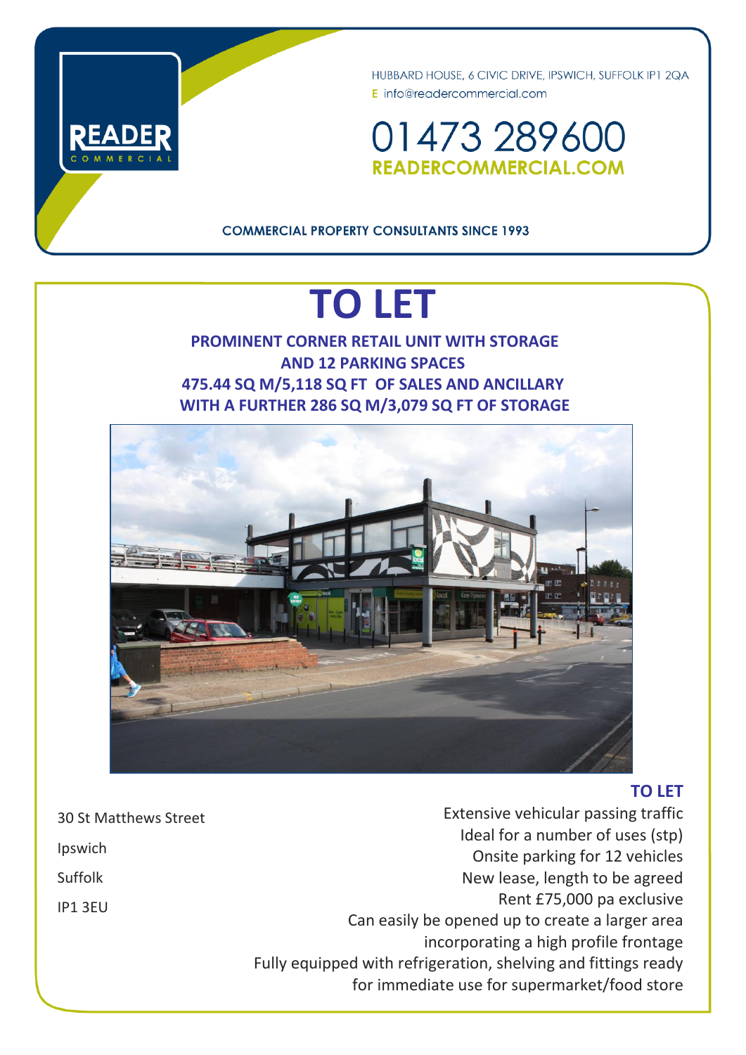READER COMMERCIAL

HUBBARD HOUSE, 6 CIVIC DRIVE, IPSWICH, SUFFOLK IP1 2QA
E info@readercommercial.com

01473 289600
READERCOMMERCIAL.COM

COMMERCIAL PROPERTY CONSULTANTS SINCE 1993

# TO LET

**PROMINENT CORNER RETAIL UNIT WITH STORAGE AND 12 PARKING SPACES**
**475.44 SQ M/5,118 SQ FT OF SALES AND ANCILLARY WITH A FURTHER 286 SQ M/3,079 SQ FT OF STORAGE**

30 St Matthews Street
Ipswich
Suffolk
IP1 3EU

## TO LET

- Extensive vehicular passing traffic
- Ideal for a number of uses (stp)
- Onsite parking for 12 vehicles
- New lease, length to be agreed
- Rent £75,000 pa exclusive
- Can easily be opened up to create a larger area incorporating a high profile frontage
- Fully equipped with refrigeration, shelving and fittings ready for immediate use for supermarket/food store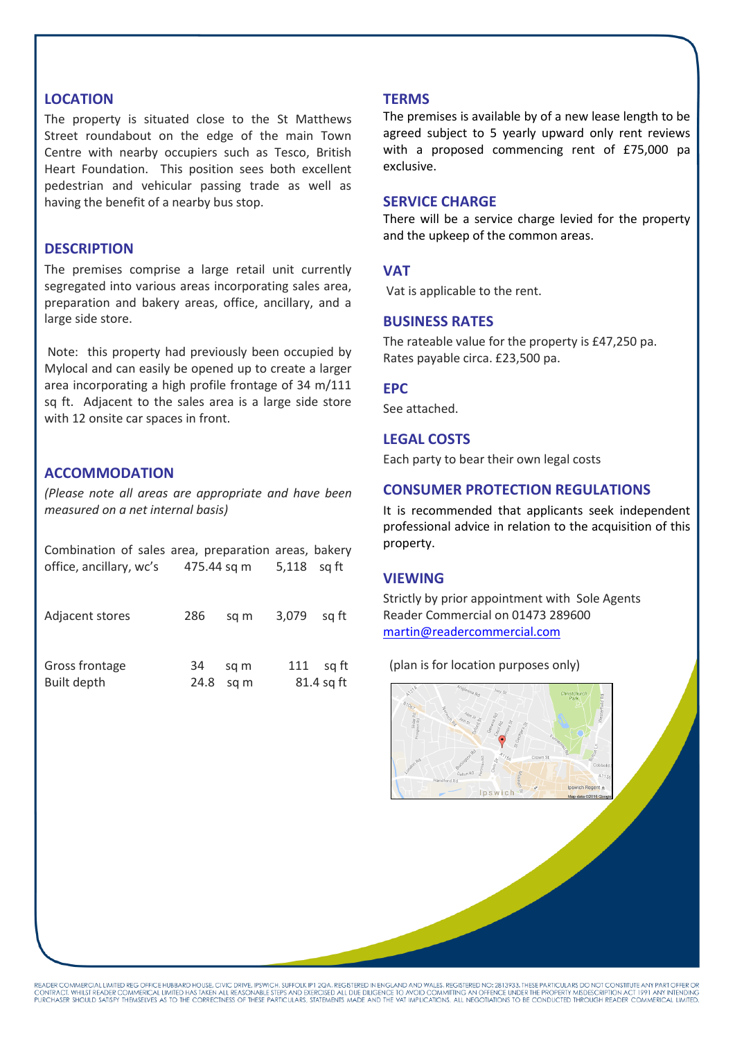## LOCATION

The property is situated close to the St Matthews Street roundabout on the edge of the main Town Centre with nearby occupiers such as Tesco, British Heart Foundation. This position sees both excellent pedestrian and vehicular passing trade as well as having the benefit of a nearby bus stop.

## DESCRIPTION

The premises comprise a large retail unit currently segregated into various areas incorporating sales area, preparation and bakery areas, office, ancillary, and a large side store.

Note: this property had previously been occupied by Mylocal and can easily be opened up to create a larger area incorporating a high profile frontage of 34 m/111 sq ft. Adjacent to the sales area is a large side store with 12 onsite car spaces in front.

## ACCOMMODATION

*(Please note all areas are appropriate and have been measured on a net internal basis)*

| | | |
|---|---|---|
| Combination of sales area, preparation areas, bakery office, ancillary, wc's | 475.44 sq m | 5,118 sq ft |
| Adjacent stores | 286 sq m | 3,079 sq ft |
| Gross frontage | 34 sq m | 111 sq ft |
| Built depth | 24.8 sq m | 81.4 sq ft |

## TERMS

The premises is available by of a new lease length to be agreed subject to 5 yearly upward only rent reviews with a proposed commencing rent of £75,000 pa exclusive.

## SERVICE CHARGE

There will be a service charge levied for the property and the upkeep of the common areas.

## VAT

Vat is applicable to the rent.

## BUSINESS RATES

The rateable value for the property is £47,250 pa. Rates payable circa. £23,500 pa.

## EPC

See attached.

## LEGAL COSTS

Each party to bear their own legal costs

## CONSUMER PROTECTION REGULATIONS

It is recommended that applicants seek independent professional advice in relation to the acquisition of this property.

## VIEWING

Strictly by prior appointment with Sole Agents Reader Commercial on 01473 289600
martin@readercommercial.com

(plan is for location purposes only)

READER COMMERCIAL LIMITED REG OFFICE HUBBARD HOUSE, CIVIC DRIVE, IPSWICH, SUFFOLK IP1 2QA. REGISTERED IN ENGLAND AND WALES. REGISTERED NO: 2813933. THESE PARTICULARS DO NOT CONSTITUTE ANY PART OFFER OR CONTRACT. WHILST READER COMMERCIAL LIMITED HAS TAKEN ALL REASONABLE STEPS AND EXERCISED ALL DUE DILIGENCE TO AVOID COMMITTING AN OFFENCE UNDER THE PROPERTY MISDESCRIPTION ACT 1991 ANY INTENDING PURCHASER SHOULD SATISFY THEMSELVES AS TO THE CORRECTNESS OF THESE PARTICULARS, STATEMENTS MADE AND THE VAT IMPLICATIONS. ALL NEGOTIATIONS TO BE CONDUCTED THROUGH READER COMMERICAL LIMITED.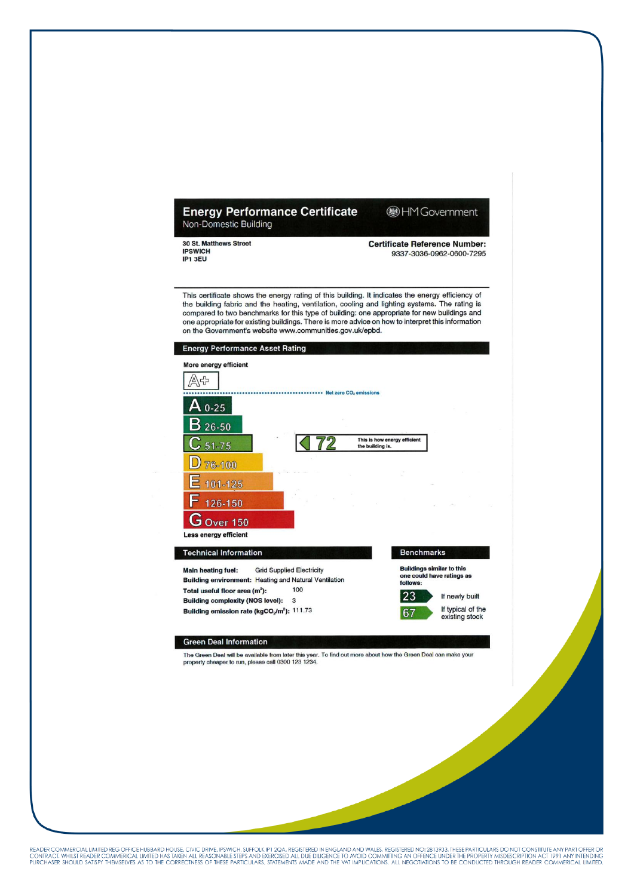# Energy Performance Certificate

Non-Domestic Building

HM Government

**30 St. Matthews Street**
**IPSWICH**
**IP1 3EU**

**Certificate Reference Number:**
9337-3036-0962-0600-7295

This certificate shows the energy rating of this building. It indicates the energy efficiency of the building fabric and the heating, ventilation, cooling and lighting systems. The rating is compared to two benchmarks for this type of building: one appropriate for new buildings and one appropriate for existing buildings. There is more advice on how to interpret this information on the Government's website www.communities.gov.uk/epbd.

## Energy Performance Asset Rating

**More energy efficient**

A+

Net zero $CO_2$ emissions

A 0-25

B 26-50

C 51-75

D 76-100

E 101-125

F 126-150

G Over 150

**Less energy efficient**

72 — This is how energy efficient the building is.

## Technical Information

**Main heating fuel:** Grid Supplied Electricity

**Building environment:** Heating and Natural Ventilation

**Total useful floor area ($m^2$):** 100

**Building complexity (NOS level):** 3

**Building emission rate ($kgCO_2/m^2$):** 111.73

## Benchmarks

**Buildings similar to this one could have ratings as follows:**

23 — If newly built

67 — If typical of the existing stock

## Green Deal Information

The Green Deal will be available from later this year. To find out more about how the Green Deal can make your property cheaper to run, please call 0300 123 1234.

READER COMMERCIAL LIMITED REG OFFICE HUBBARD HOUSE, CIVIC DRIVE, IPSWICH, SUFFOLK IP1 2QA. REGISTERED IN ENGLAND AND WALES. REGISTERED NO: 2813933. THESE PARTICULARS DO NOT CONSTITUTE ANY PART OFFER OR CONTRACT. WHILST READER COMMERCIAL LIMITED HAS TAKEN ALL REASONABLE STEPS AND EXERCISED ALL DUE DILIGENCE TO AVOID COMMITTING AN OFFENCE UNDER THE PROPERTY MISDESCRIPTION ACT 1991 ANY INTENDING PURCHASER SHOULD SATISFY THEMSELVES AS TO THE CORRECTNESS OF THESE PARTICULARS, STATEMENTS MADE AND THE VAT IMPLICATIONS. ALL NEGOTIATIONS TO BE CONDUCTED THROUGH READER COMMERCIAL LIMITED.